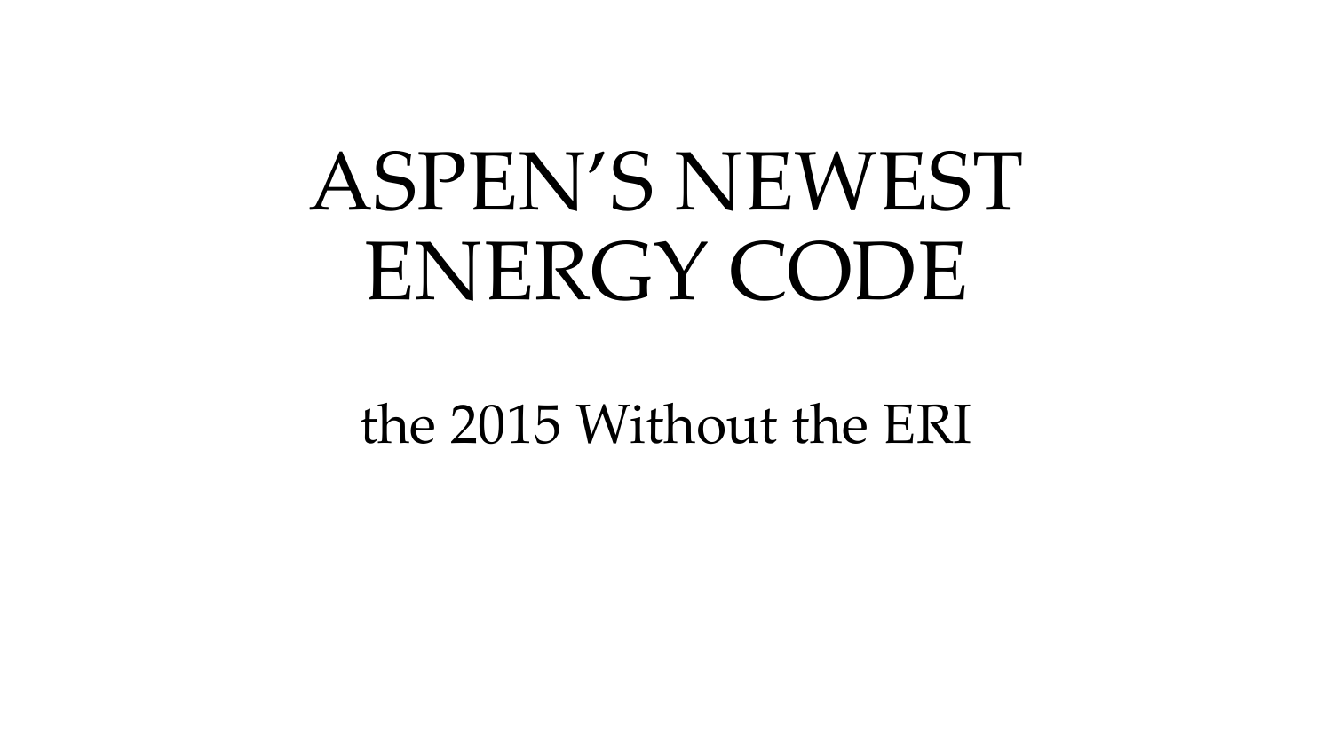# ASPEN’S NEWEST ENERGY CODE

the 2015 Without the ERI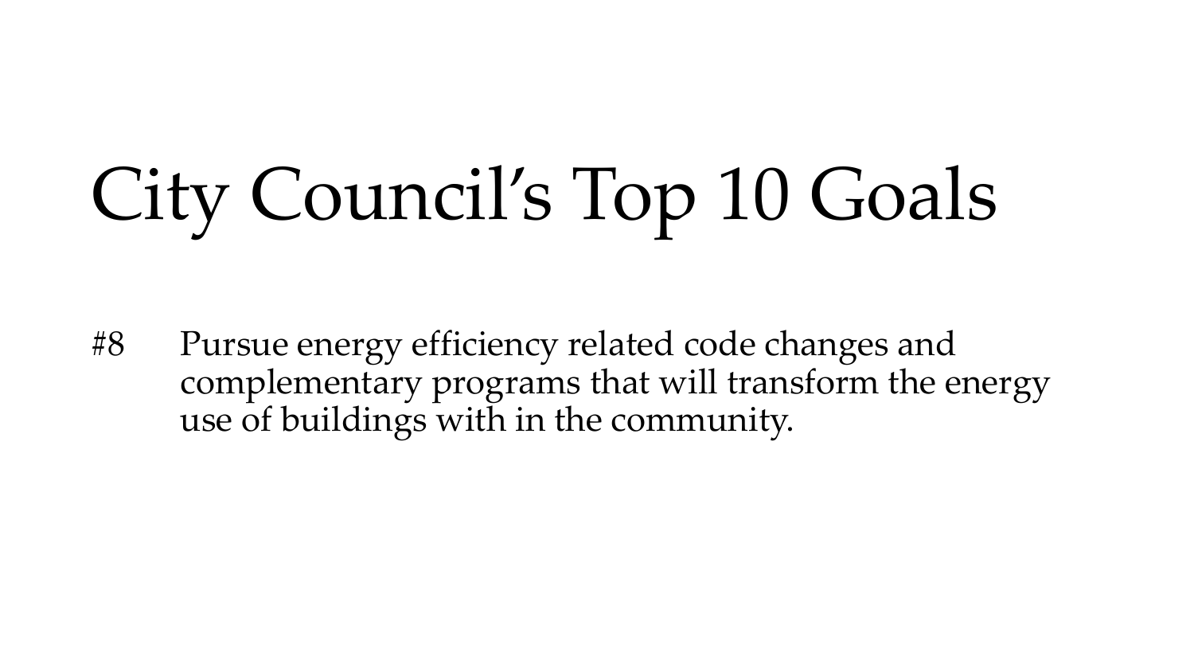# City Council's Top 10 Goals

#8 Pursue energy efficiency related code changes and complementary programs that will transform the energy use of buildings with in the community.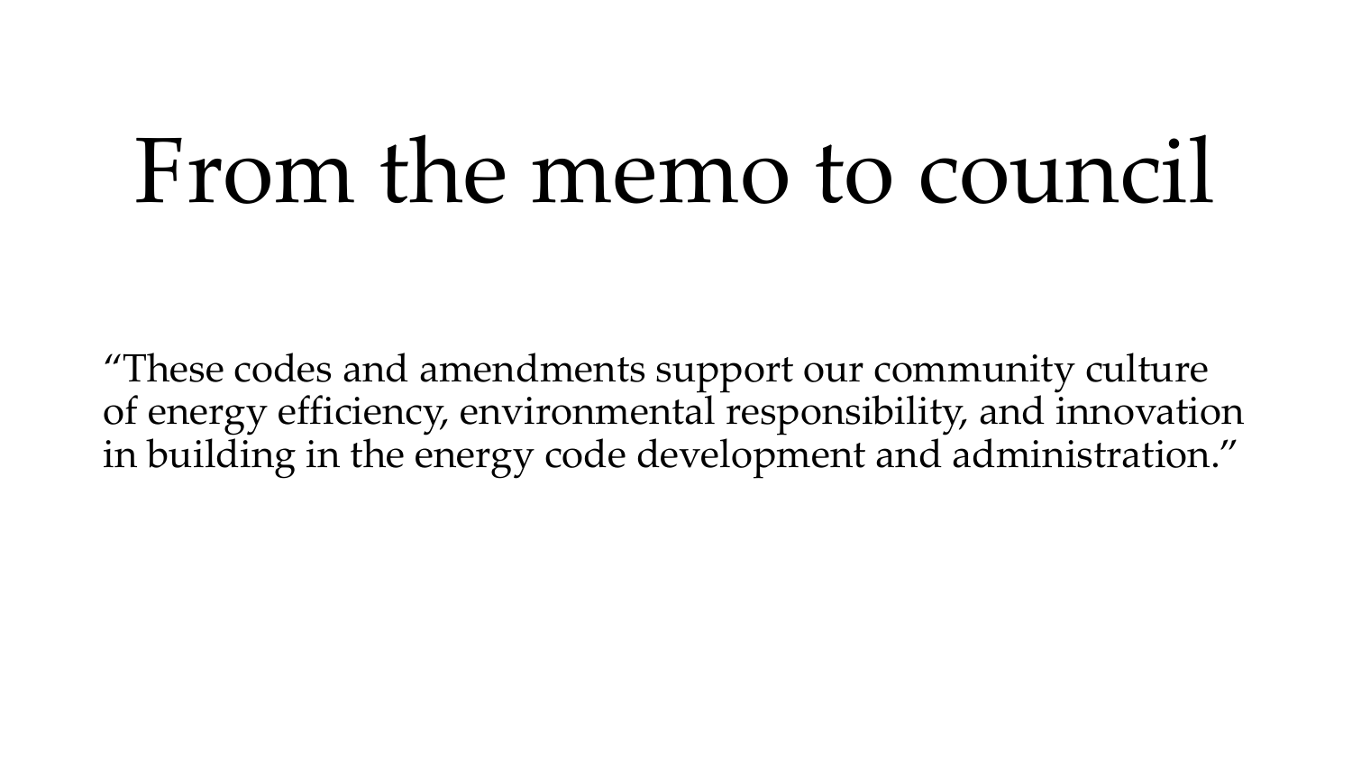# From the memo to council

"These codes and amendments support our community culture of energy efficiency, environmental responsibility, and innovation in building in the energy code development and administration."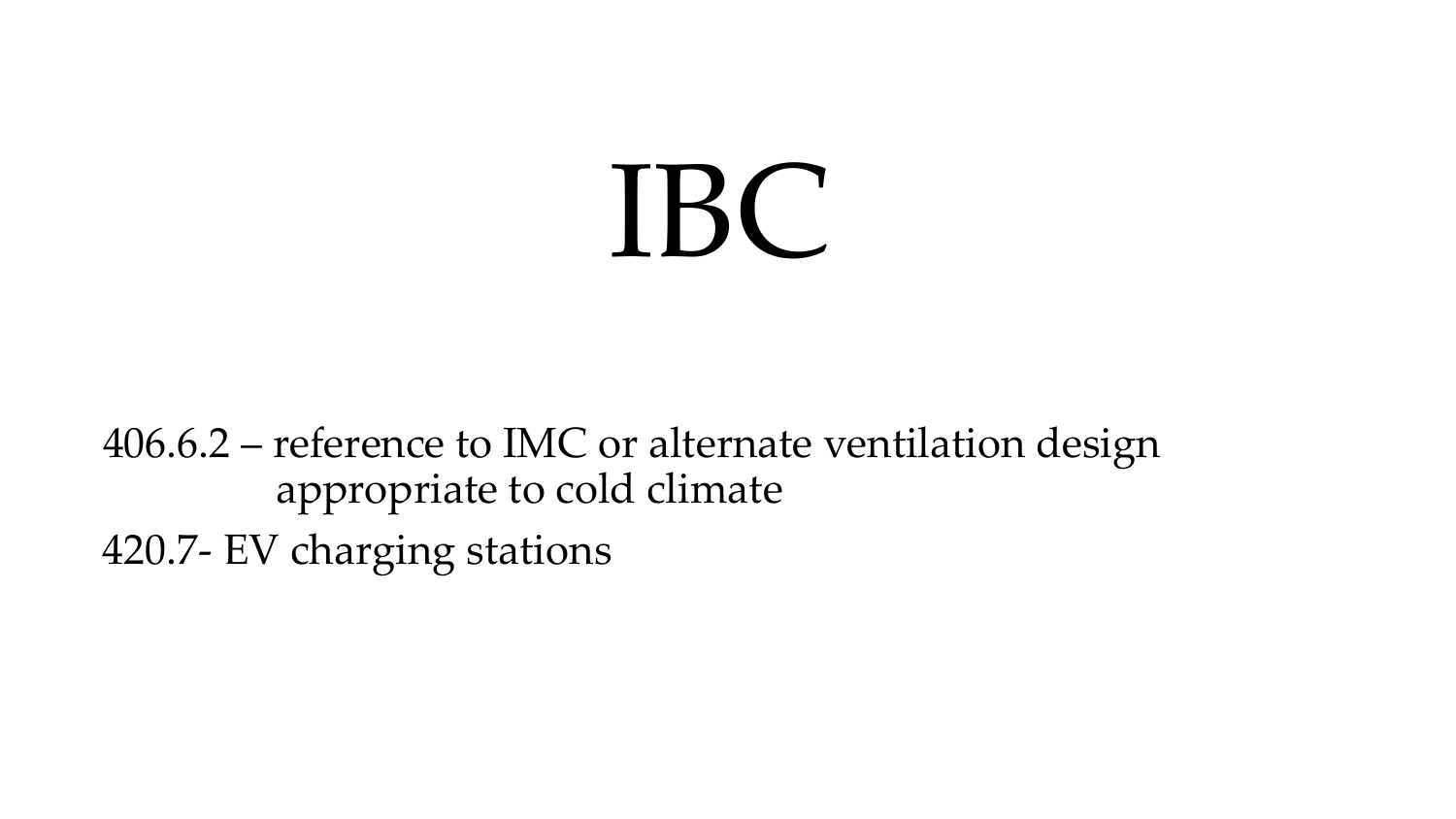# IBC

406.6.2 – reference to IMC or alternate ventilation design appropriate to cold climate

420.7- EV charging stations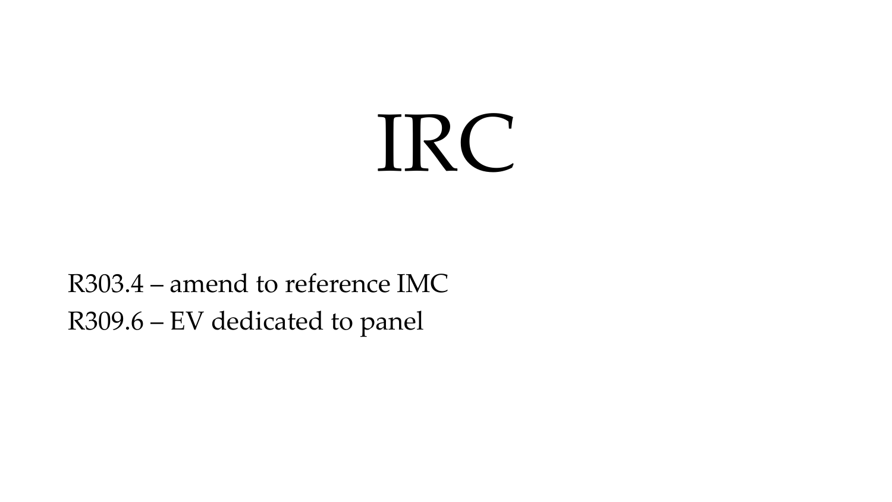# IRC

R303.4 – amend to reference IMC
R309.6 – EV dedicated to panel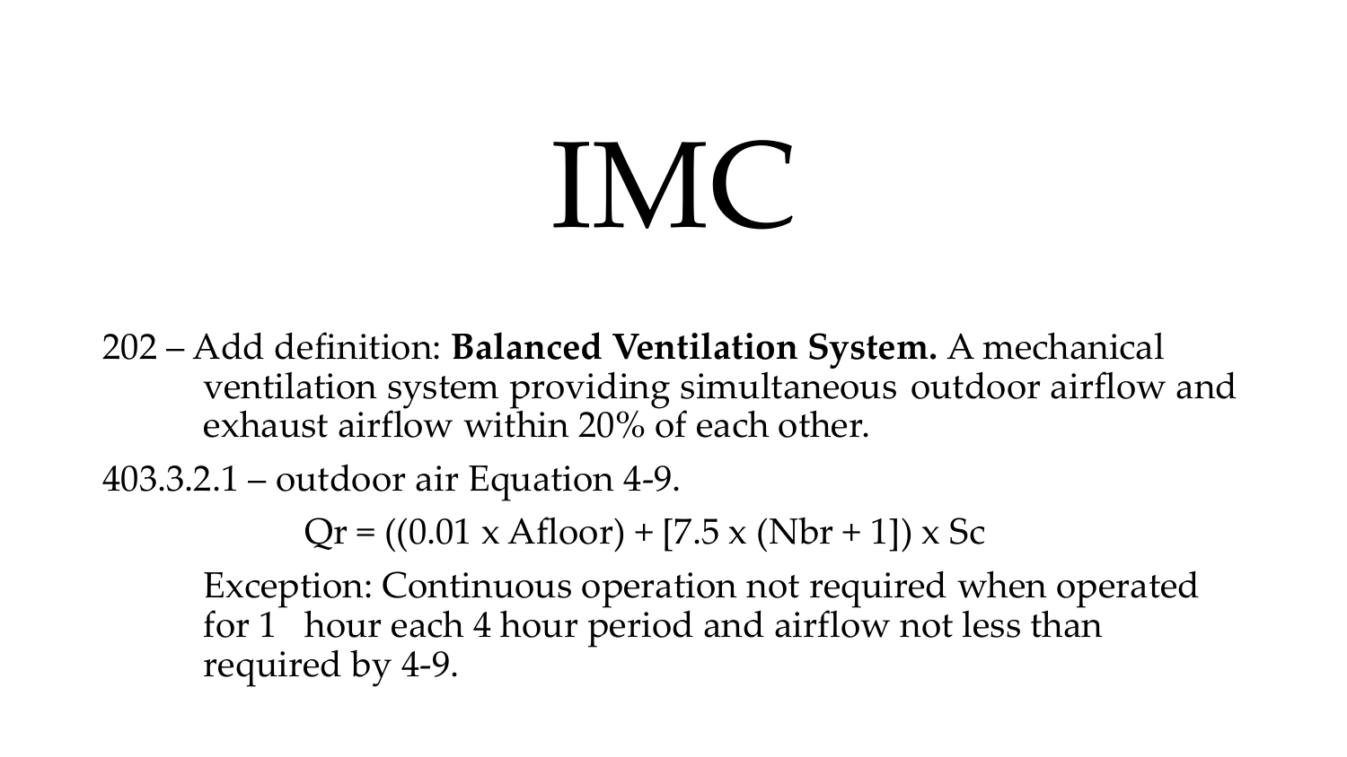# IMC

202 – Add definition: **Balanced Ventilation System.** A mechanical ventilation system providing simultaneous outdoor airflow and exhaust airflow within 20% of each other.

403.3.2.1 – outdoor air Equation 4-9.

$$Q_r = ((0.01 \times A_{floor}) + [7.5 \times (N_{br} + 1]) \times S_c$$

Exception: Continuous operation not required when operated for 1 hour each 4 hour period and airflow not less than required by 4-9.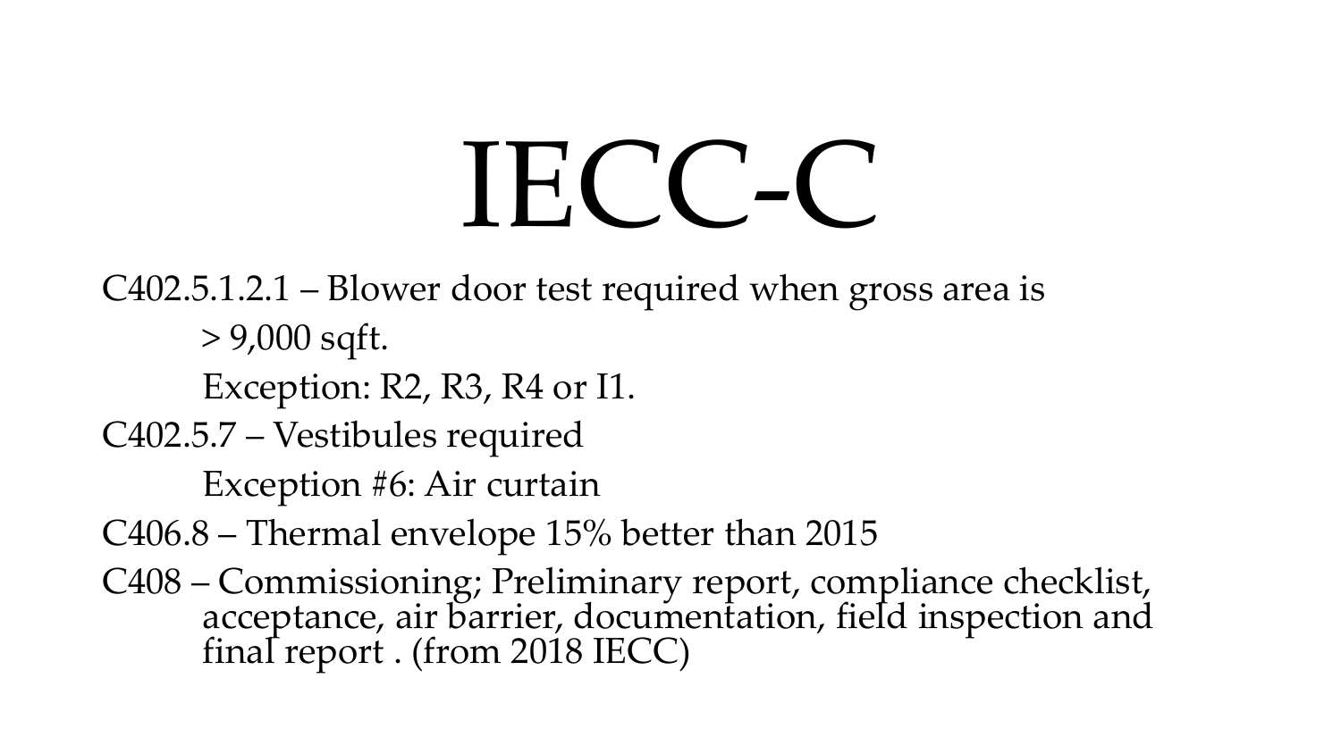# IECC-C

C402.5.1.2.1 – Blower door test required when gross area is > 9,000 sqft.

Exception: R2, R3, R4 or I1.

C402.5.7 – Vestibules required

Exception #6: Air curtain

C406.8 – Thermal envelope 15% better than 2015

C408 – Commissioning; Preliminary report, compliance checklist, acceptance, air barrier, documentation, field inspection and final report . (from 2018 IECC)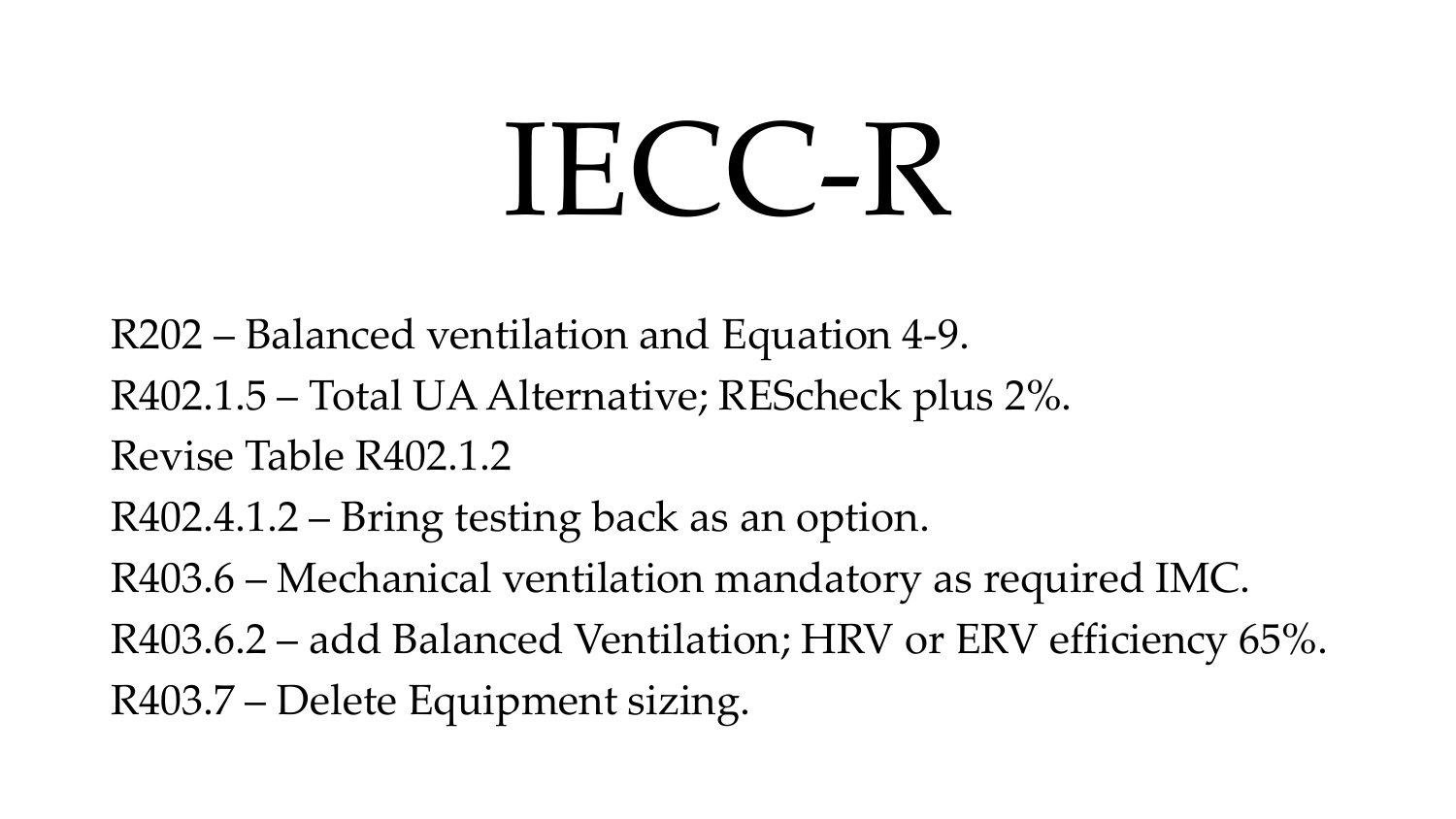# IECC-R

R202 – Balanced ventilation and Equation 4-9.

R402.1.5 – Total UA Alternative; REScheck plus 2%.

Revise Table R402.1.2

R402.4.1.2 – Bring testing back as an option.

R403.6 – Mechanical ventilation mandatory as required IMC.

R403.6.2 – add Balanced Ventilation; HRV or ERV efficiency 65%.

R403.7 – Delete Equipment sizing.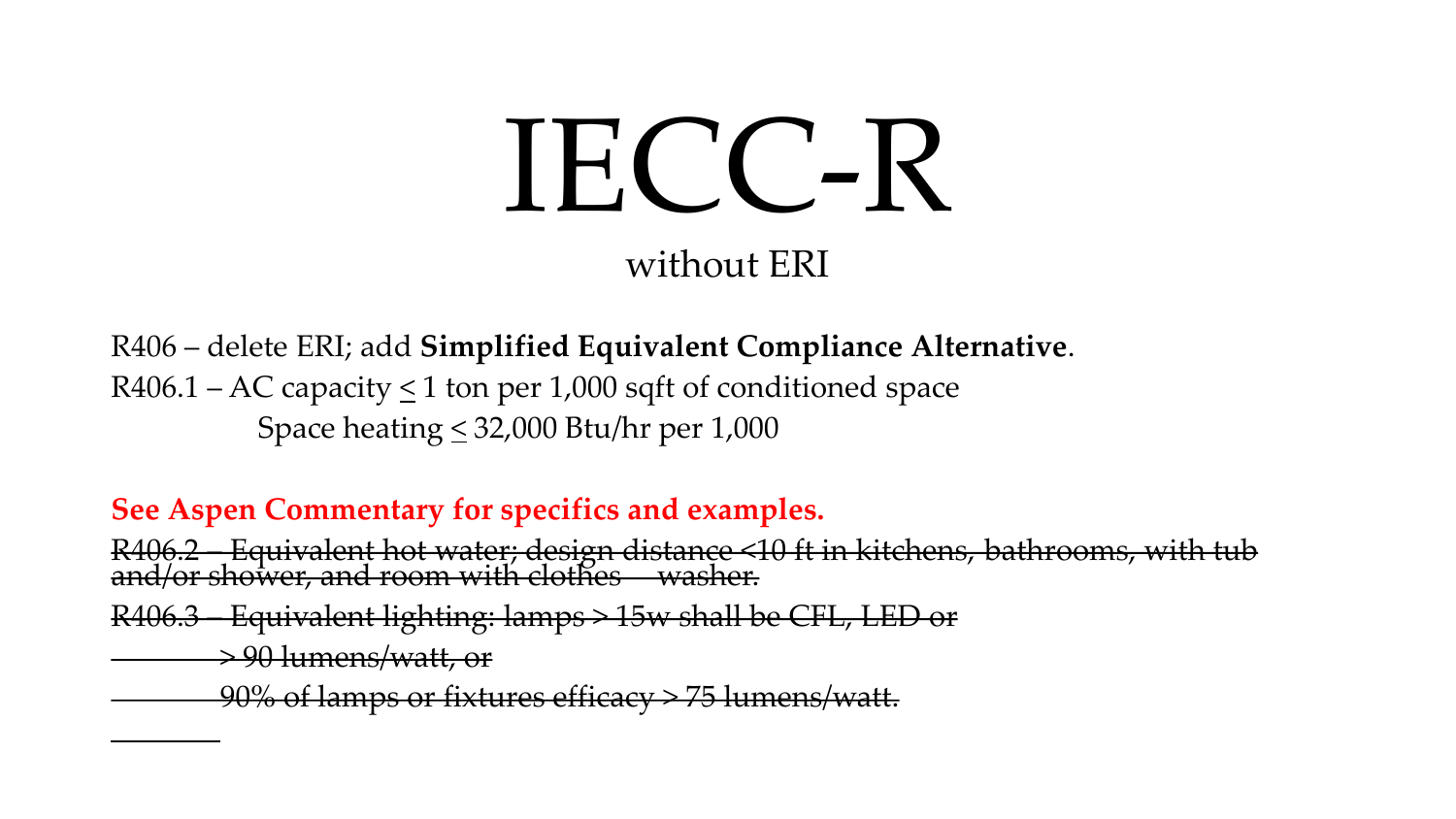# IECC-R

without ERI

R406 – delete ERI; add **Simplified Equivalent Compliance Alternative**.

R406.1 – AC capacity $\leq$ 1 ton per 1,000 sqft of conditioned space

Space heating $\leq$ 32,000 Btu/hr per 1,000

**See Aspen Commentary for specifics and examples.**

~~R406.2 – Equivalent hot water; design distance <10 ft in kitchens, bathrooms, with tub and/or shower, and room with clothes washer.~~

~~R406.3 – Equivalent lighting: lamps > 15w shall be CFL, LED or~~

~~> 90 lumens/watt, or~~

~~90% of lamps or fixtures efficacy > 75 lumens/watt.~~